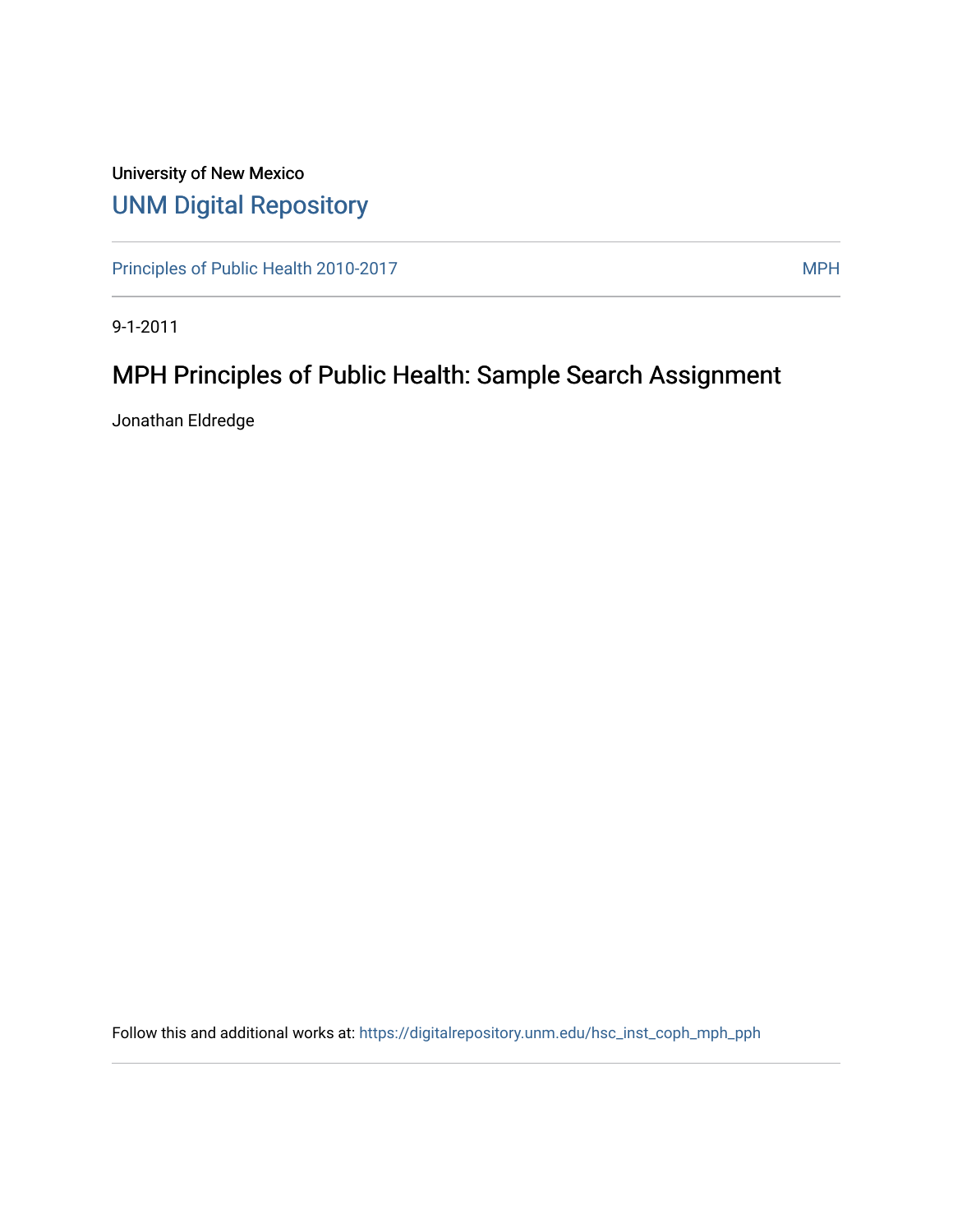University of New Mexico

# UNM Digital Repository

Principles of Public Health 2010-2017

MPH

9-1-2011

## MPH Principles of Public Health: Sample Search Assignment

Jonathan Eldredge

Follow this and additional works at: https://digitalrepository.unm.edu/hsc_inst_coph_mph_pph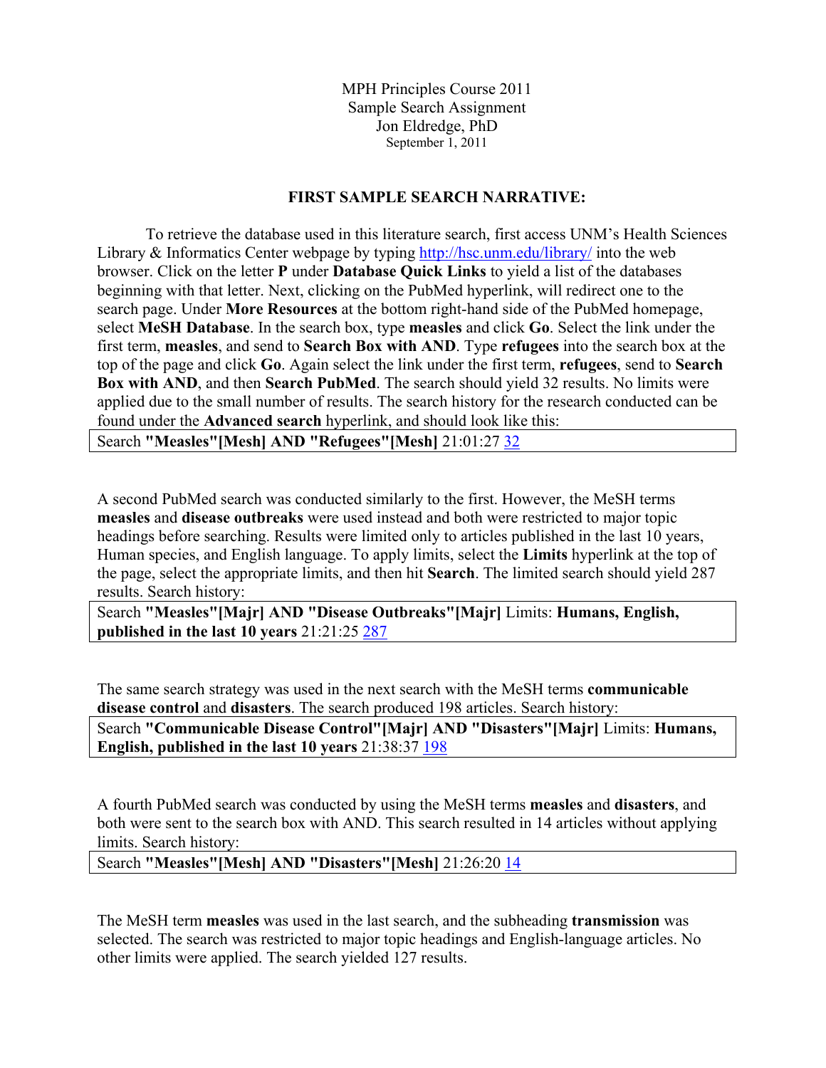MPH Principles Course 2011
Sample Search Assignment
Jon Eldredge, PhD
September 1, 2011

## FIRST SAMPLE SEARCH NARRATIVE:

To retrieve the database used in this literature search, first access UNM's Health Sciences Library & Informatics Center webpage by typing http://hsc.unm.edu/library/ into the web browser. Click on the letter **P** under **Database Quick Links** to yield a list of the databases beginning with that letter. Next, clicking on the PubMed hyperlink, will redirect one to the search page. Under **More Resources** at the bottom right-hand side of the PubMed homepage, select **MeSH Database**. In the search box, type **measles** and click **Go**. Select the link under the first term, **measles**, and send to **Search Box with AND**. Type **refugees** into the search box at the top of the page and click **Go**. Again select the link under the first term, **refugees**, send to **Search Box with AND**, and then **Search PubMed**. The search should yield 32 results. No limits were applied due to the small number of results. The search history for the research conducted can be found under the **Advanced search** hyperlink, and should look like this:

| Search **"Measles"[Mesh] AND "Refugees"[Mesh]** 21:01:27 32 |
|---|

A second PubMed search was conducted similarly to the first. However, the MeSH terms **measles** and **disease outbreaks** were used instead and both were restricted to major topic headings before searching. Results were limited only to articles published in the last 10 years, Human species, and English language. To apply limits, select the **Limits** hyperlink at the top of the page, select the appropriate limits, and then hit **Search**. The limited search should yield 287 results. Search history:

| Search **"Measles"[Majr] AND "Disease Outbreaks"[Majr]** Limits: **Humans, English, published in the last 10 years** 21:21:25 287 |
|---|

The same search strategy was used in the next search with the MeSH terms **communicable disease control** and **disasters**. The search produced 198 articles. Search history:

| Search **"Communicable Disease Control"[Majr] AND "Disasters"[Majr]** Limits: **Humans, English, published in the last 10 years** 21:38:37 198 |
|---|

A fourth PubMed search was conducted by using the MeSH terms **measles** and **disasters**, and both were sent to the search box with AND. This search resulted in 14 articles without applying limits. Search history:

| Search **"Measles"[Mesh] AND "Disasters"[Mesh]** 21:26:20 14 |
|---|

The MeSH term **measles** was used in the last search, and the subheading **transmission** was selected. The search was restricted to major topic headings and English-language articles. No other limits were applied. The search yielded 127 results.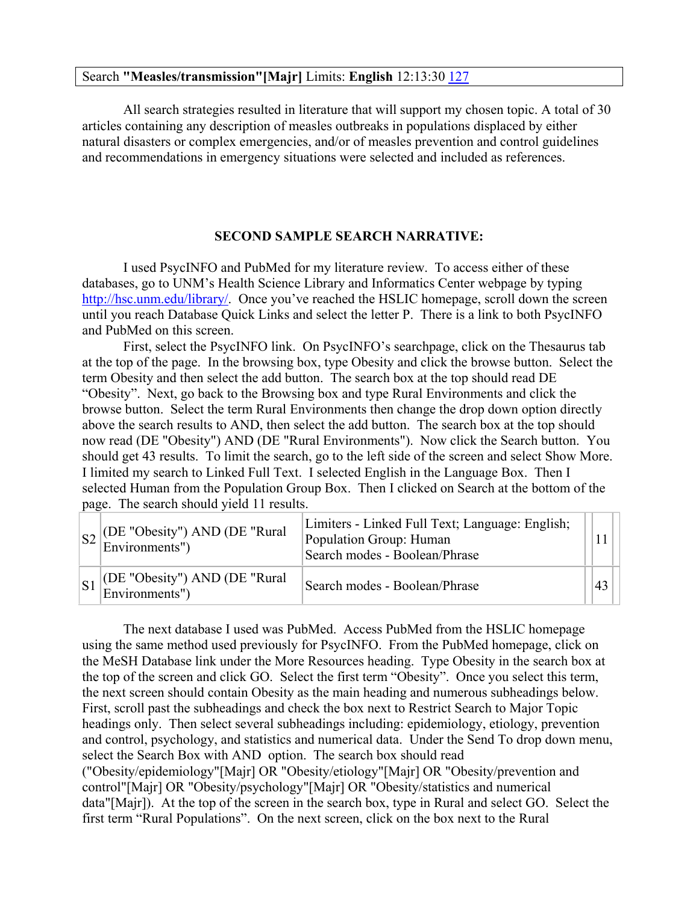| Search **"Measles/transmission"[Majr]** Limits: **English** 12:13:30 127 |
| --- |

All search strategies resulted in literature that will support my chosen topic. A total of 30 articles containing any description of measles outbreaks in populations displaced by either natural disasters or complex emergencies, and/or of measles prevention and control guidelines and recommendations in emergency situations were selected and included as references.

**SECOND SAMPLE SEARCH NARRATIVE:**

I used PsycINFO and PubMed for my literature review. To access either of these databases, go to UNM's Health Science Library and Informatics Center webpage by typing http://hsc.unm.edu/library/. Once you've reached the HSLIC homepage, scroll down the screen until you reach Database Quick Links and select the letter P. There is a link to both PsycINFO and PubMed on this screen.

First, select the PsycINFO link. On PsycINFO's searchpage, click on the Thesaurus tab at the top of the page. In the browsing box, type Obesity and click the browse button. Select the term Obesity and then select the add button. The search box at the top should read DE "Obesity". Next, go back to the Browsing box and type Rural Environments and click the browse button. Select the term Rural Environments then change the drop down option directly above the search results to AND, then select the add button. The search box at the top should now read (DE "Obesity") AND (DE "Rural Environments"). Now click the Search button. You should get 43 results. To limit the search, go to the left side of the screen and select Show More. I limited my search to Linked Full Text. I selected English in the Language Box. Then I selected Human from the Population Group Box. Then I clicked on Search at the bottom of the page. The search should yield 11 results.

| | | | | | |
|---|---|---|---|---|---|
| S2 | (DE "Obesity") AND (DE "Rural Environments") | Limiters - Linked Full Text; Language: English; Population Group: Human<br>Search modes - Boolean/Phrase | | 11 | |
| S1 | (DE "Obesity") AND (DE "Rural Environments") | Search modes - Boolean/Phrase | | 43 | |

The next database I used was PubMed. Access PubMed from the HSLIC homepage using the same method used previously for PsycINFO. From the PubMed homepage, click on the MeSH Database link under the More Resources heading. Type Obesity in the search box at the top of the screen and click GO. Select the first term "Obesity". Once you select this term, the next screen should contain Obesity as the main heading and numerous subheadings below. First, scroll past the subheadings and check the box next to Restrict Search to Major Topic headings only. Then select several subheadings including: epidemiology, etiology, prevention and control, psychology, and statistics and numerical data. Under the Send To drop down menu, select the Search Box with AND option. The search box should read ("Obesity/epidemiology"[Majr] OR "Obesity/etiology"[Majr] OR "Obesity/prevention and control"[Majr] OR "Obesity/psychology"[Majr] OR "Obesity/statistics and numerical data"[Majr]). At the top of the screen in the search box, type in Rural and select GO. Select the first term "Rural Populations". On the next screen, click on the box next to the Rural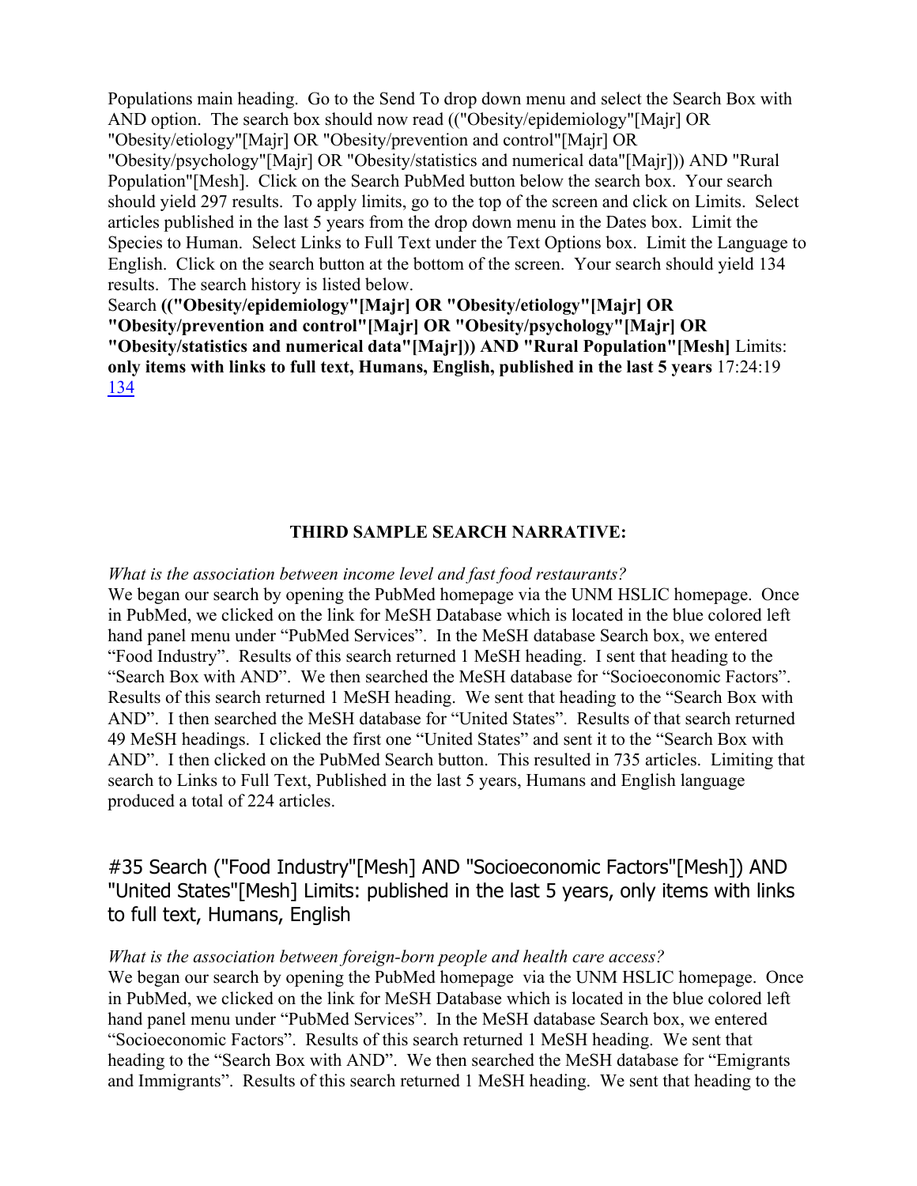Populations main heading. Go to the Send To drop down menu and select the Search Box with AND option. The search box should now read (("Obesity/epidemiology"[Majr] OR "Obesity/etiology"[Majr] OR "Obesity/prevention and control"[Majr] OR "Obesity/psychology"[Majr] OR "Obesity/statistics and numerical data"[Majr])) AND "Rural Population"[Mesh]. Click on the Search PubMed button below the search box. Your search should yield 297 results. To apply limits, go to the top of the screen and click on Limits. Select articles published in the last 5 years from the drop down menu in the Dates box. Limit the Species to Human. Select Links to Full Text under the Text Options box. Limit the Language to English. Click on the search button at the bottom of the screen. Your search should yield 134 results. The search history is listed below.

Search **(("Obesity/epidemiology"[Majr] OR "Obesity/etiology"[Majr] OR "Obesity/prevention and control"[Majr] OR "Obesity/psychology"[Majr] OR "Obesity/statistics and numerical data"[Majr])) AND "Rural Population"[Mesh]** Limits: **only items with links to full text, Humans, English, published in the last 5 years** 17:24:19 134

## THIRD SAMPLE SEARCH NARRATIVE:

*What is the association between income level and fast food restaurants?*

We began our search by opening the PubMed homepage via the UNM HSLIC homepage. Once in PubMed, we clicked on the link for MeSH Database which is located in the blue colored left hand panel menu under "PubMed Services". In the MeSH database Search box, we entered "Food Industry". Results of this search returned 1 MeSH heading. I sent that heading to the "Search Box with AND". We then searched the MeSH database for "Socioeconomic Factors". Results of this search returned 1 MeSH heading. We sent that heading to the "Search Box with AND". I then searched the MeSH database for "United States". Results of that search returned 49 MeSH headings. I clicked the first one "United States" and sent it to the "Search Box with AND". I then clicked on the PubMed Search button. This resulted in 735 articles. Limiting that search to Links to Full Text, Published in the last 5 years, Humans and English language produced a total of 224 articles.

#35 Search ("Food Industry"[Mesh] AND "Socioeconomic Factors"[Mesh]) AND "United States"[Mesh] Limits: published in the last 5 years, only items with links to full text, Humans, English

*What is the association between foreign-born people and health care access?*

We began our search by opening the PubMed homepage via the UNM HSLIC homepage. Once in PubMed, we clicked on the link for MeSH Database which is located in the blue colored left hand panel menu under "PubMed Services". In the MeSH database Search box, we entered "Socioeconomic Factors". Results of this search returned 1 MeSH heading. We sent that heading to the "Search Box with AND". We then searched the MeSH database for "Emigrants and Immigrants". Results of this search returned 1 MeSH heading. We sent that heading to the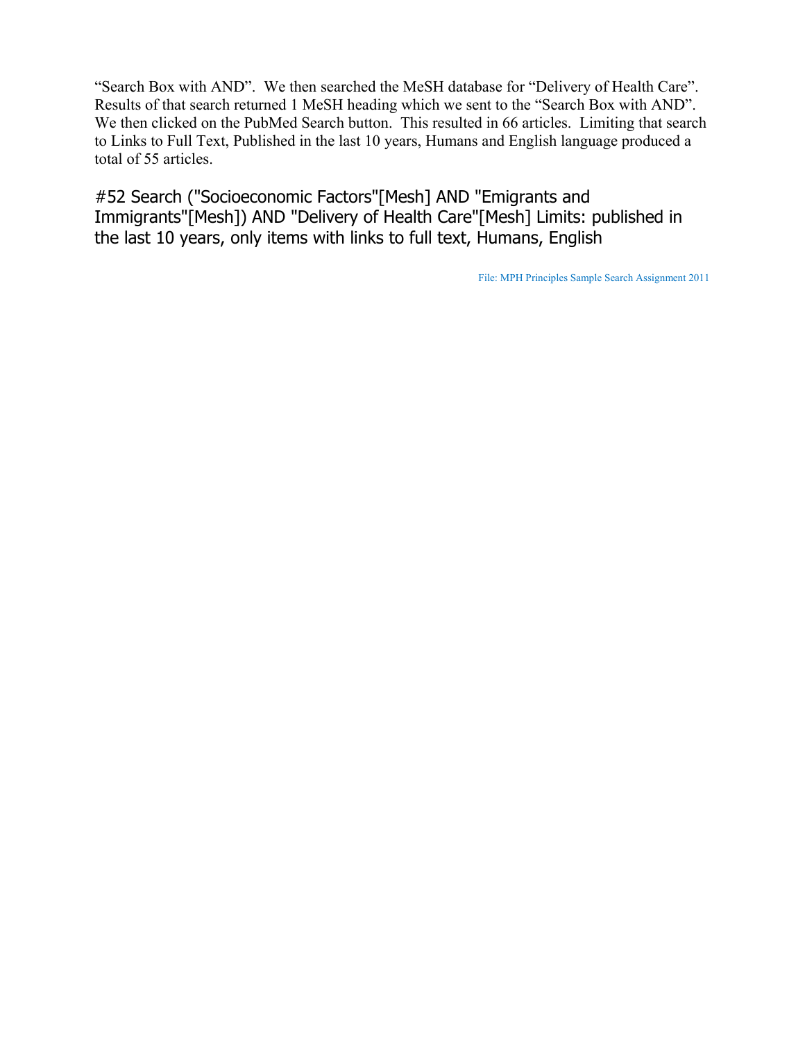"Search Box with AND". We then searched the MeSH database for "Delivery of Health Care". Results of that search returned 1 MeSH heading which we sent to the "Search Box with AND". We then clicked on the PubMed Search button. This resulted in 66 articles. Limiting that search to Links to Full Text, Published in the last 10 years, Humans and English language produced a total of 55 articles.

#52 Search ("Socioeconomic Factors"[Mesh] AND "Emigrants and Immigrants"[Mesh]) AND "Delivery of Health Care"[Mesh] Limits: published in the last 10 years, only items with links to full text, Humans, English

File: MPH Principles Sample Search Assignment 2011